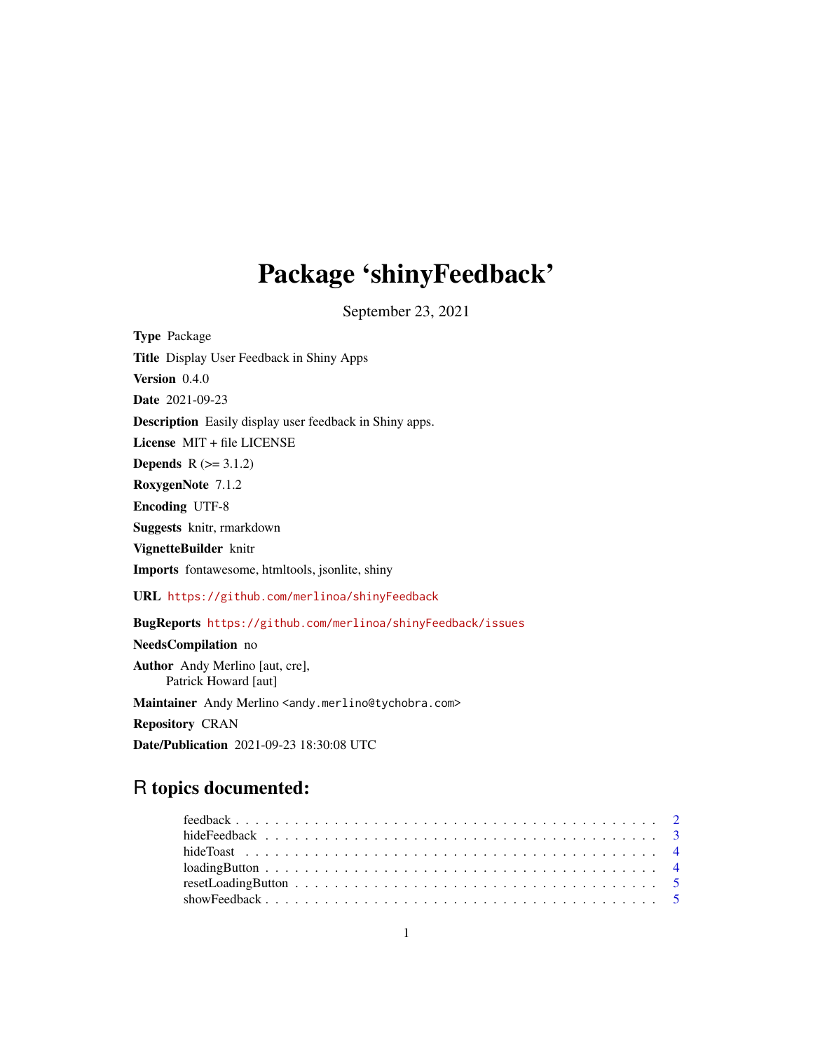# Package 'shinyFeedback'

September 23, 2021

**Type** Package

**Title** Display User Feedback in Shiny Apps

**Version** 0.4.0

**Date** 2021-09-23

**Description** Easily display user feedback in Shiny apps.

**License** MIT + file LICENSE

**Depends** R (>= 3.1.2)

**RoxygenNote** 7.1.2

**Encoding** UTF-8

**Suggests** knitr, rmarkdown

**VignetteBuilder** knitr

**Imports** fontawesome, htmltools, jsonlite, shiny

**URL** https://github.com/merlinoa/shinyFeedback

**BugReports** https://github.com/merlinoa/shinyFeedback/issues

**NeedsCompilation** no

**Author** Andy Merlino [aut, cre],
Patrick Howard [aut]

**Maintainer** Andy Merlino <andy.merlino@tychobra.com>

**Repository** CRAN

**Date/Publication** 2021-09-23 18:30:08 UTC

## R topics documented:

- feedback . . . . . . . . . . . . . . . . . . . . . . . . . . . . . . . . . . . . . . . . . 2
- hideFeedback . . . . . . . . . . . . . . . . . . . . . . . . . . . . . . . . . . . . . . . 3
- hideToast . . . . . . . . . . . . . . . . . . . . . . . . . . . . . . . . . . . . . . . . . 4
- loadingButton . . . . . . . . . . . . . . . . . . . . . . . . . . . . . . . . . . . . . . . 4
- resetLoadingButton . . . . . . . . . . . . . . . . . . . . . . . . . . . . . . . . . . . . 5
- showFeedback . . . . . . . . . . . . . . . . . . . . . . . . . . . . . . . . . . . . . . . 5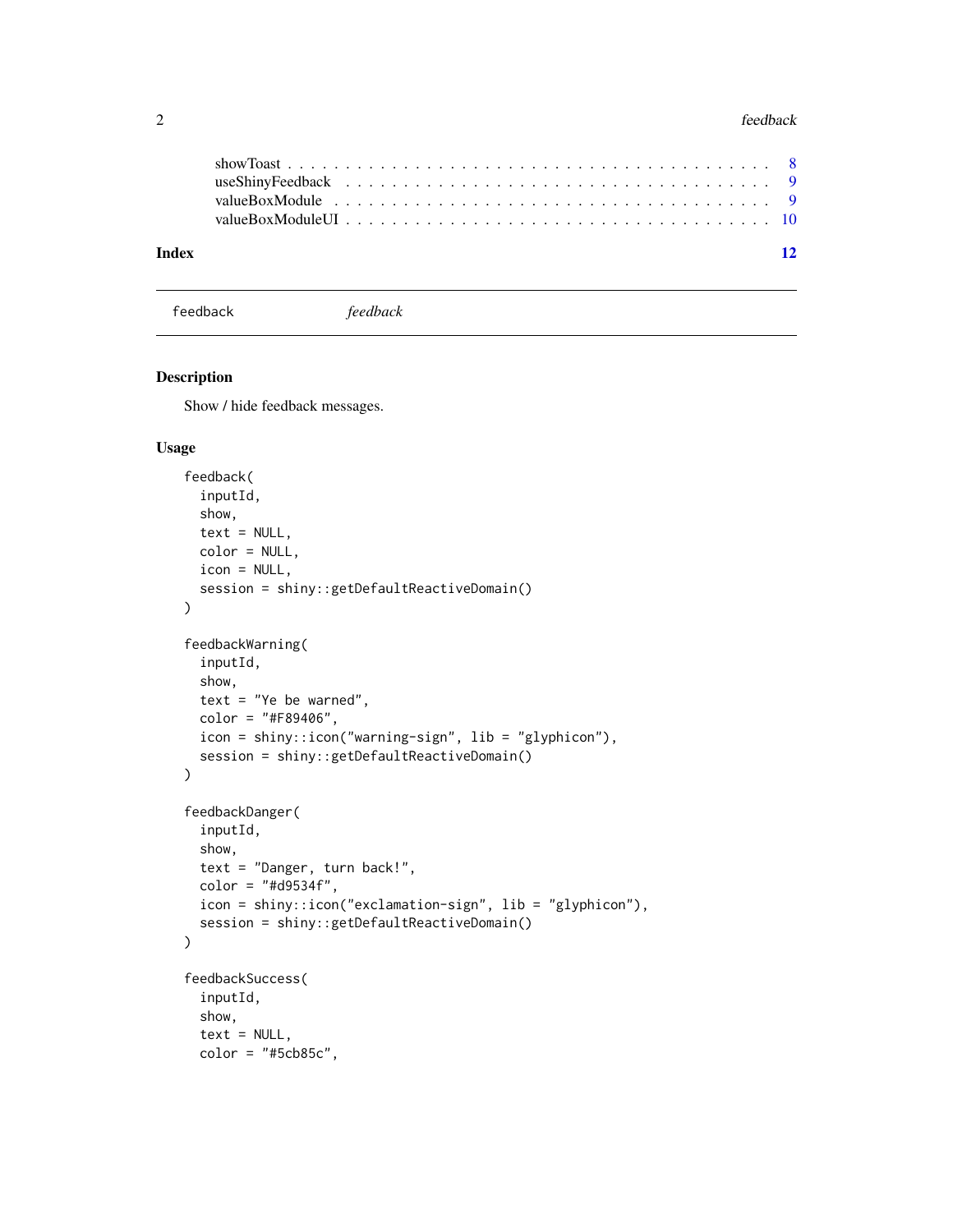showToast . . . . . . . . . . . . . . . . . . . . . . . . . . . . . . . . . . . . . . . 8
useShinyFeedback . . . . . . . . . . . . . . . . . . . . . . . . . . . . . . . . . . . 9
valueBoxModule . . . . . . . . . . . . . . . . . . . . . . . . . . . . . . . . . . . . 9
valueBoxModuleUI . . . . . . . . . . . . . . . . . . . . . . . . . . . . . . . . . . . 10

**Index** **12**

---

`feedback` *feedback*

---

### Description

Show / hide feedback messages.

### Usage

```
feedback(
  inputId,
  show,
  text = NULL,
  color = NULL,
  icon = NULL,
  session = shiny::getDefaultReactiveDomain()
)

feedbackWarning(
  inputId,
  show,
  text = "Ye be warned",
  color = "#F89406",
  icon = shiny::icon("warning-sign", lib = "glyphicon"),
  session = shiny::getDefaultReactiveDomain()
)

feedbackDanger(
  inputId,
  show,
  text = "Danger, turn back!",
  color = "#d9534f",
  icon = shiny::icon("exclamation-sign", lib = "glyphicon"),
  session = shiny::getDefaultReactiveDomain()
)

feedbackSuccess(
  inputId,
  show,
  text = NULL,
  color = "#5cb85c",
```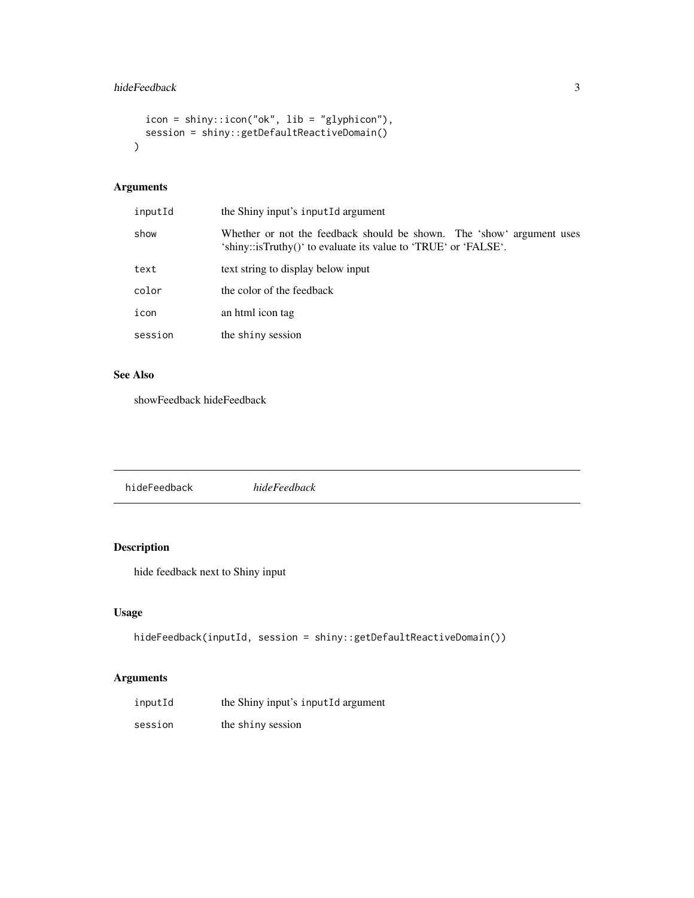```
  icon = shiny::icon("ok", lib = "glyphicon"),
  session = shiny::getDefaultReactiveDomain()
)
```

### Arguments

| | |
|---|---|
| inputId | the Shiny input's inputId argument |
| show | Whether or not the feedback should be shown. The 'show' argument uses 'shiny::isTruthy()' to evaluate its value to 'TRUE' or 'FALSE'. |
| text | text string to display below input |
| color | the color of the feedback |
| icon | an html icon tag |
| session | the shiny session |

### See Also

showFeedback hideFeedback

---

## hideFeedback *hideFeedback*

---

### Description

hide feedback next to Shiny input

### Usage

```
hideFeedback(inputId, session = shiny::getDefaultReactiveDomain())
```

### Arguments

| | |
|---|---|
| inputId | the Shiny input's inputId argument |
| session | the shiny session |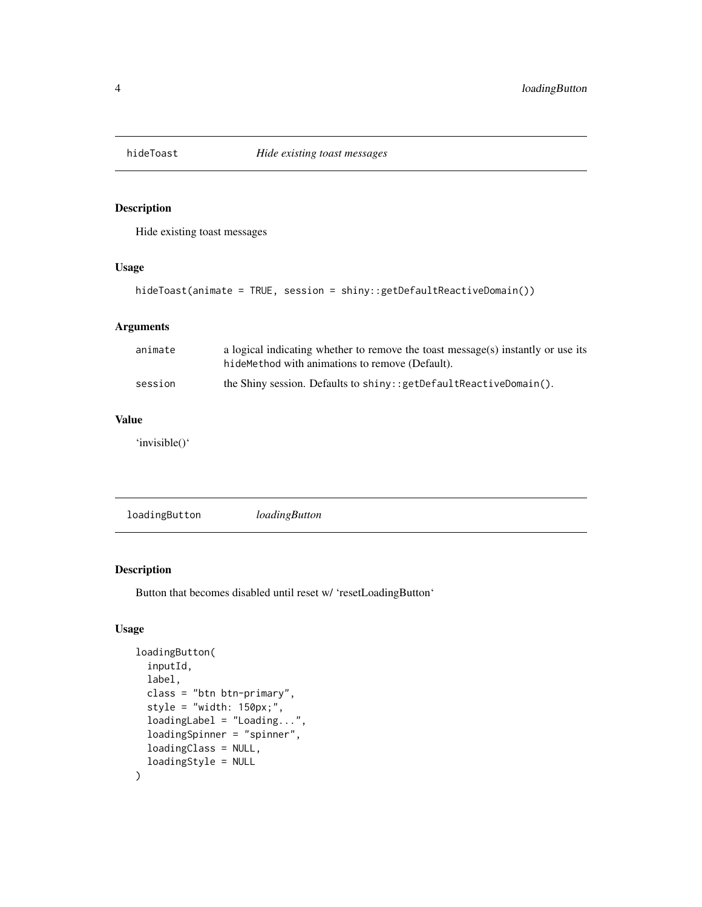## hideToast *Hide existing toast messages*

### Description

Hide existing toast messages

### Usage

```
hideToast(animate = TRUE, session = shiny::getDefaultReactiveDomain())
```

### Arguments

| | |
|---|---|
| animate | a logical indicating whether to remove the toast message(s) instantly or use its `hideMethod` with animations to remove (Default). |
| session | the Shiny session. Defaults to `shiny::getDefaultReactiveDomain()`. |

### Value

'invisible()'

## loadingButton *loadingButton*

### Description

Button that becomes disabled until reset w/ 'resetLoadingButton'

### Usage

```
loadingButton(
  inputId,
  label,
  class = "btn btn-primary",
  style = "width: 150px;",
  loadingLabel = "Loading...",
  loadingSpinner = "spinner",
  loadingClass = NULL,
  loadingStyle = NULL
)
```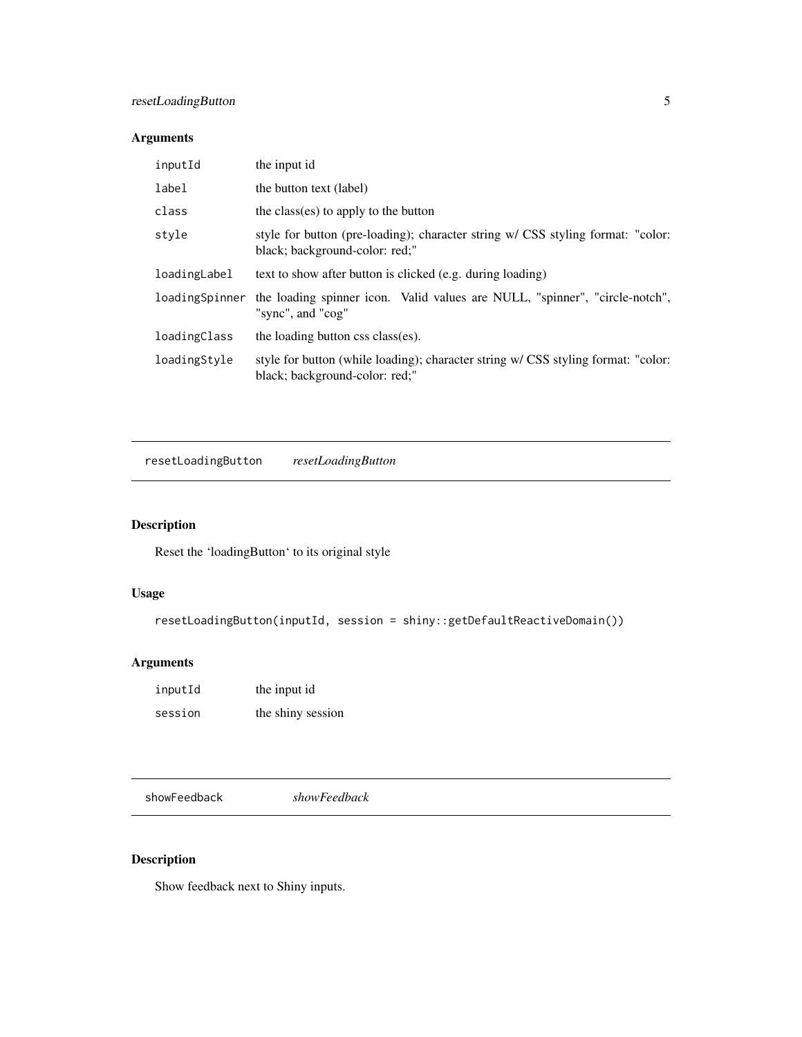## Arguments

| | |
|---|---|
| inputId | the input id |
| label | the button text (label) |
| class | the class(es) to apply to the button |
| style | style for button (pre-loading); character string w/ CSS styling format: "color: black; background-color: red;" |
| loadingLabel | text to show after button is clicked (e.g. during loading) |
| loadingSpinner | the loading spinner icon. Valid values are NULL, "spinner", "circle-notch", "sync", and "cog" |
| loadingClass | the loading button css class(es). |
| loadingStyle | style for button (while loading); character string w/ CSS styling format: "color: black; background-color: red;" |

---

# resetLoadingButton *resetLoadingButton*

---

## Description

Reset the 'loadingButton' to its original style

## Usage

```
resetLoadingButton(inputId, session = shiny::getDefaultReactiveDomain())
```

## Arguments

| | |
|---|---|
| inputId | the input id |
| session | the shiny session |

---

# showFeedback *showFeedback*

---

## Description

Show feedback next to Shiny inputs.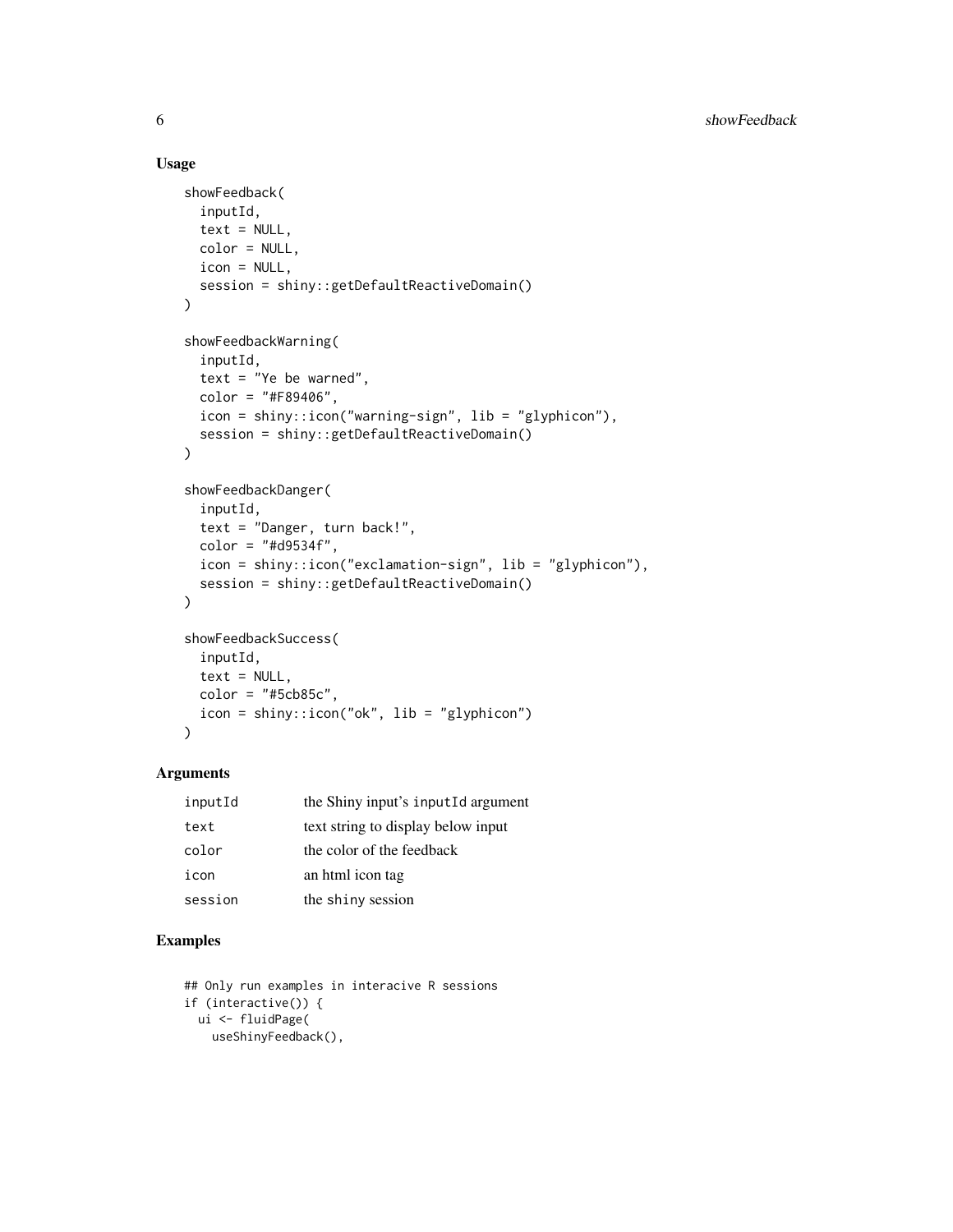## Usage

```
showFeedback(
  inputId,
  text = NULL,
  color = NULL,
  icon = NULL,
  session = shiny::getDefaultReactiveDomain()
)

showFeedbackWarning(
  inputId,
  text = "Ye be warned",
  color = "#F89406",
  icon = shiny::icon("warning-sign", lib = "glyphicon"),
  session = shiny::getDefaultReactiveDomain()
)

showFeedbackDanger(
  inputId,
  text = "Danger, turn back!",
  color = "#d9534f",
  icon = shiny::icon("exclamation-sign", lib = "glyphicon"),
  session = shiny::getDefaultReactiveDomain()
)

showFeedbackSuccess(
  inputId,
  text = NULL,
  color = "#5cb85c",
  icon = shiny::icon("ok", lib = "glyphicon")
)
```

## Arguments

| | |
|---|---|
| inputId | the Shiny input's `inputId` argument |
| text | text string to display below input |
| color | the color of the feedback |
| icon | an html icon tag |
| session | the `shiny` session |

## Examples

```
## Only run examples in interacive R sessions
if (interactive()) {
  ui <- fluidPage(
    useShinyFeedback(),
```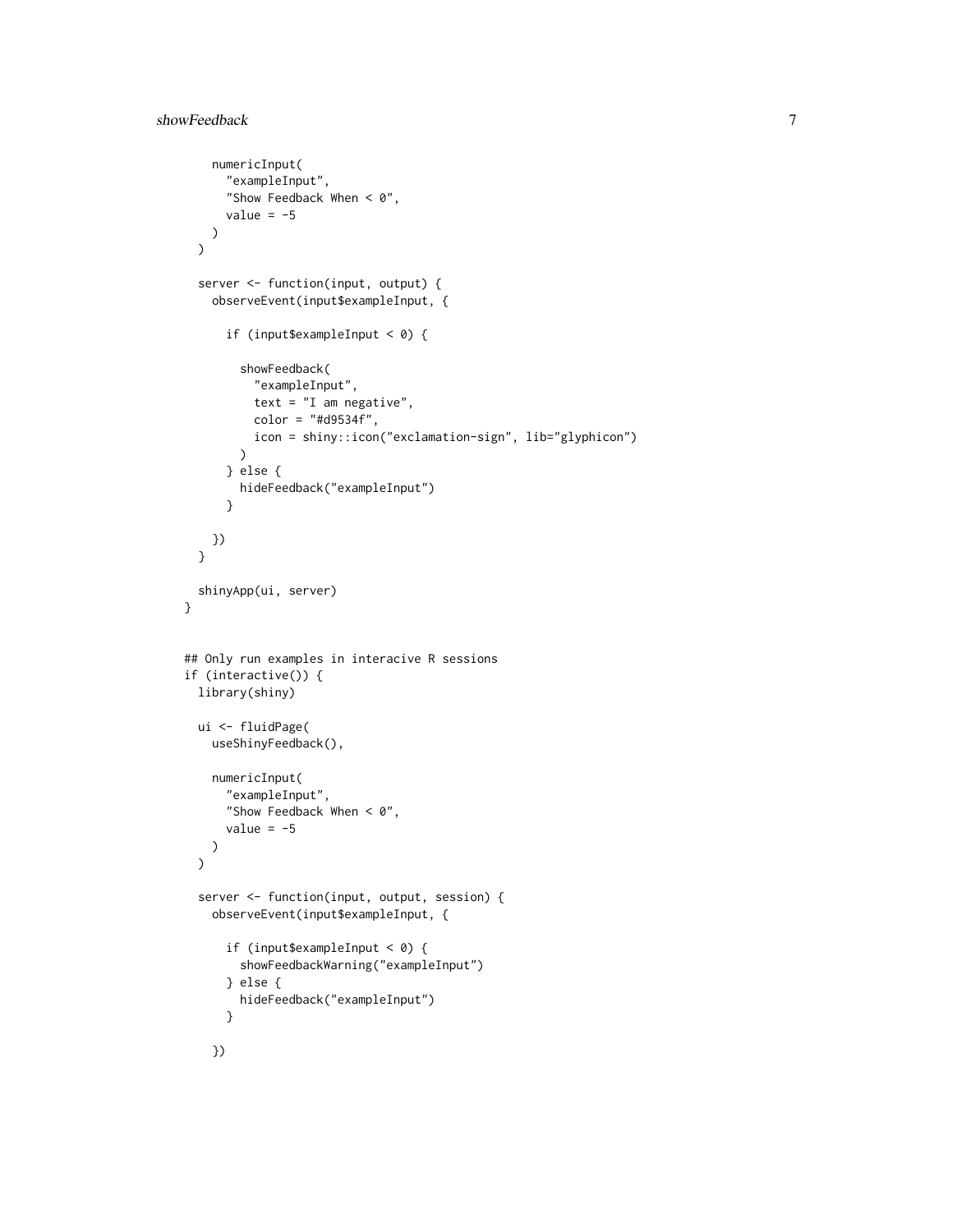```
    numericInput(
      "exampleInput",
      "Show Feedback When < 0",
      value = -5
    )
  )

  server <- function(input, output) {
    observeEvent(input$exampleInput, {

      if (input$exampleInput < 0) {

        showFeedback(
          "exampleInput",
          text = "I am negative",
          color = "#d9534f",
          icon = shiny::icon("exclamation-sign", lib="glyphicon")
        )
      } else {
        hideFeedback("exampleInput")
      }

    })
  }

  shinyApp(ui, server)
}


## Only run examples in interacive R sessions
if (interactive()) {
  library(shiny)

  ui <- fluidPage(
    useShinyFeedback(),

    numericInput(
      "exampleInput",
      "Show Feedback When < 0",
      value = -5
    )
  )

  server <- function(input, output, session) {
    observeEvent(input$exampleInput, {

      if (input$exampleInput < 0) {
        showFeedbackWarning("exampleInput")
      } else {
        hideFeedback("exampleInput")
      }

    })
```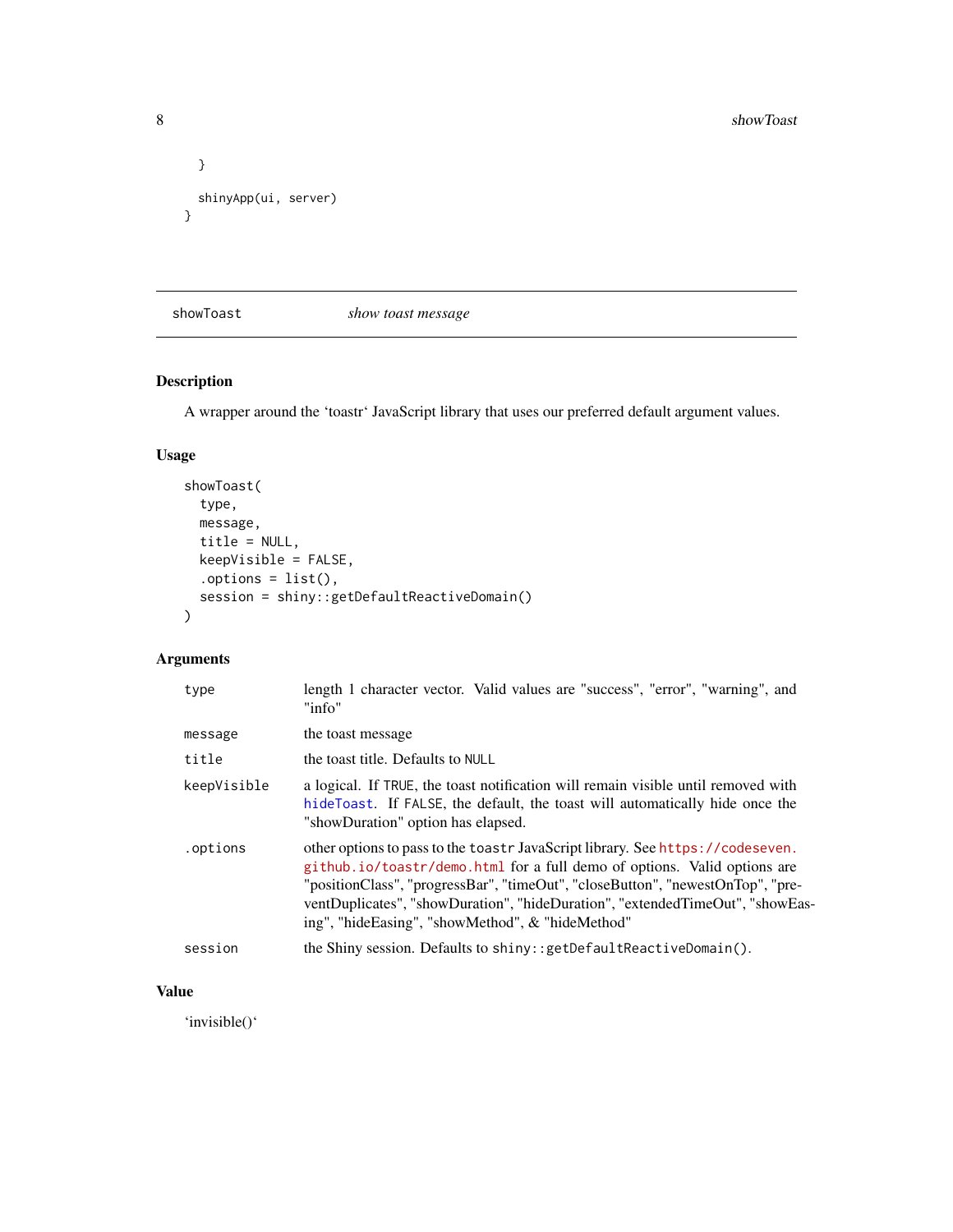```
  }

  shinyApp(ui, server)
}
```

## showToast — *show toast message*

### Description

A wrapper around the 'toastr' JavaScript library that uses our preferred default argument values.

### Usage

```
showToast(
  type,
  message,
  title = NULL,
  keepVisible = FALSE,
  .options = list(),
  session = shiny::getDefaultReactiveDomain()
)
```

### Arguments

| | |
|---|---|
| `type` | length 1 character vector. Valid values are "success", "error", "warning", and "info" |
| `message` | the toast message |
| `title` | the toast title. Defaults to `NULL` |
| `keepVisible` | a logical. If `TRUE`, the toast notification will remain visible until removed with `hideToast`. If `FALSE`, the default, the toast will automatically hide once the "showDuration" option has elapsed. |
| `.options` | other options to pass to the `toastr` JavaScript library. See https://codeseven.github.io/toastr/demo.html for a full demo of options. Valid options are "positionClass", "progressBar", "timeOut", "closeButton", "newestOnTop", "preventDuplicates", "showDuration", "hideDuration", "extendedTimeOut", "showEasing", "hideEasing", "showMethod", & "hideMethod" |
| `session` | the Shiny session. Defaults to `shiny::getDefaultReactiveDomain()`. |

### Value

'invisible()'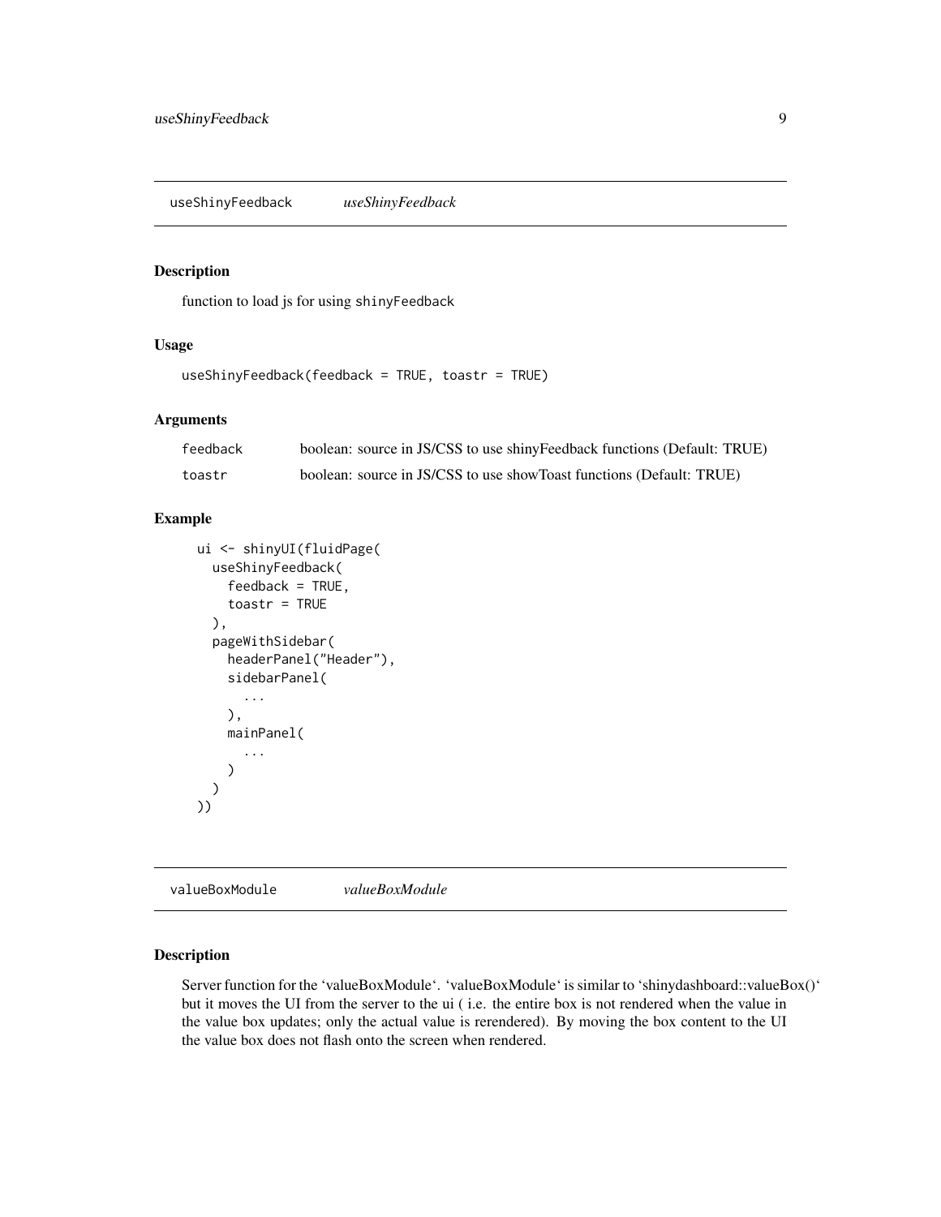## useShinyFeedback *useShinyFeedback*

### Description

function to load js for using shinyFeedback

### Usage

```
useShinyFeedback(feedback = TRUE, toastr = TRUE)
```

### Arguments

| | |
|---|---|
| feedback | boolean: source in JS/CSS to use shinyFeedback functions (Default: TRUE) |
| toastr | boolean: source in JS/CSS to use showToast functions (Default: TRUE) |

### Example

```
ui <- shinyUI(fluidPage(
  useShinyFeedback(
    feedback = TRUE,
    toastr = TRUE
  ),
  pageWithSidebar(
    headerPanel("Header"),
    sidebarPanel(
      ...
    ),
    mainPanel(
      ...
    )
  )
))
```

## valueBoxModule *valueBoxModule*

### Description

Server function for the 'valueBoxModule'. 'valueBoxModule' is similar to 'shinydashboard::valueBox()' but it moves the UI from the server to the ui ( i.e. the entire box is not rendered when the value in the value box updates; only the actual value is rerendered). By moving the box content to the UI the value box does not flash onto the screen when rendered.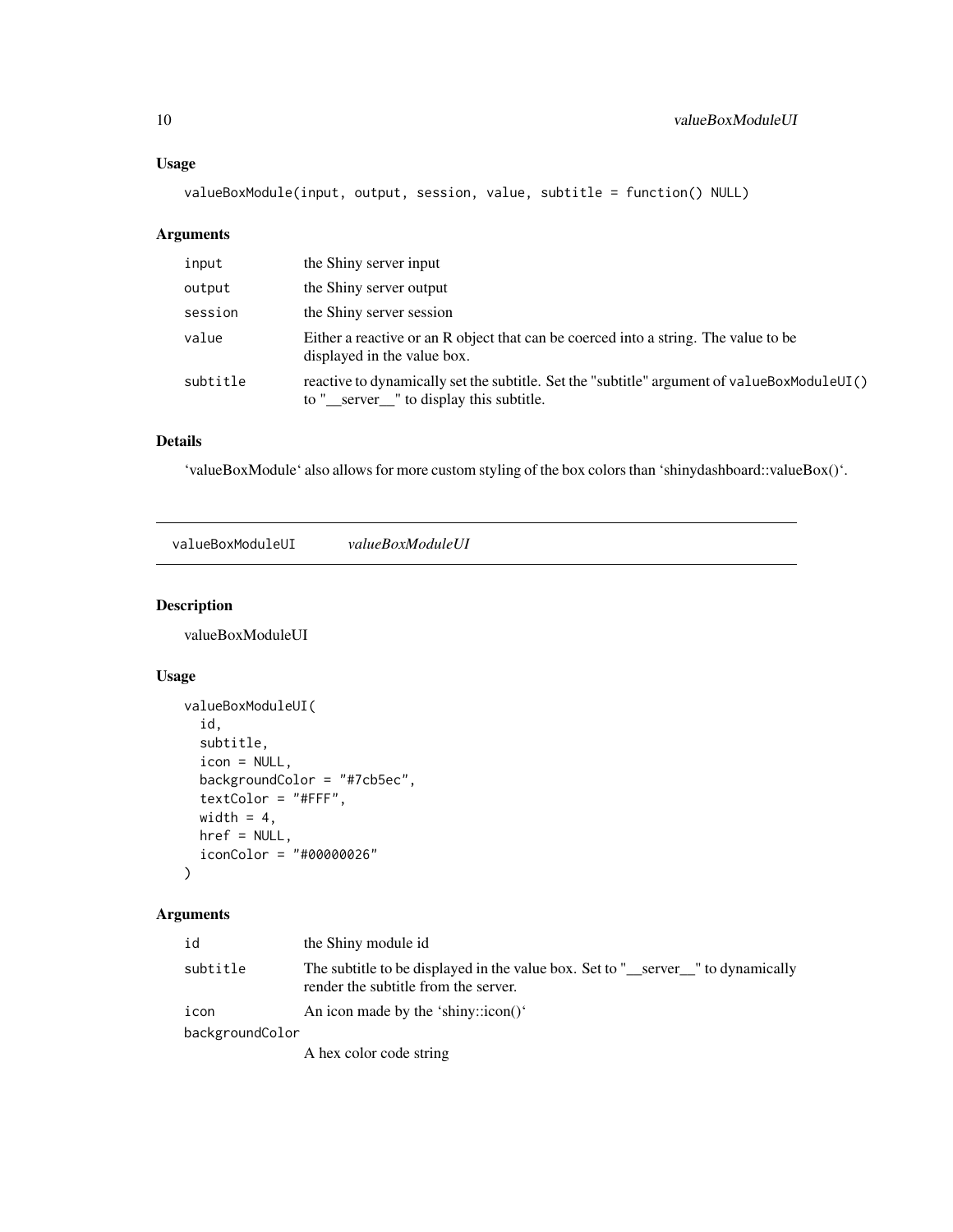### Usage

```
valueBoxModule(input, output, session, value, subtitle = function() NULL)
```

### Arguments

| | |
|---|---|
| input | the Shiny server input |
| output | the Shiny server output |
| session | the Shiny server session |
| value | Either a reactive or an R object that can be coerced into a string. The value to be displayed in the value box. |
| subtitle | reactive to dynamically set the subtitle. Set the "subtitle" argument of valueBoxModuleUI() to "__server__" to display this subtitle. |

### Details

'valueBoxModule' also allows for more custom styling of the box colors than 'shinydashboard::valueBox()'.

---

## valueBoxModuleUI *valueBoxModuleUI*

### Description

valueBoxModuleUI

### Usage

```
valueBoxModuleUI(
  id,
  subtitle,
  icon = NULL,
  backgroundColor = "#7cb5ec",
  textColor = "#FFF",
  width = 4,
  href = NULL,
  iconColor = "#00000026"
)
```

### Arguments

| | |
|---|---|
| id | the Shiny module id |
| subtitle | The subtitle to be displayed in the value box. Set to "__server__" to dynamically render the subtitle from the server. |
| icon | An icon made by the 'shiny::icon()' |
| backgroundColor | A hex color code string |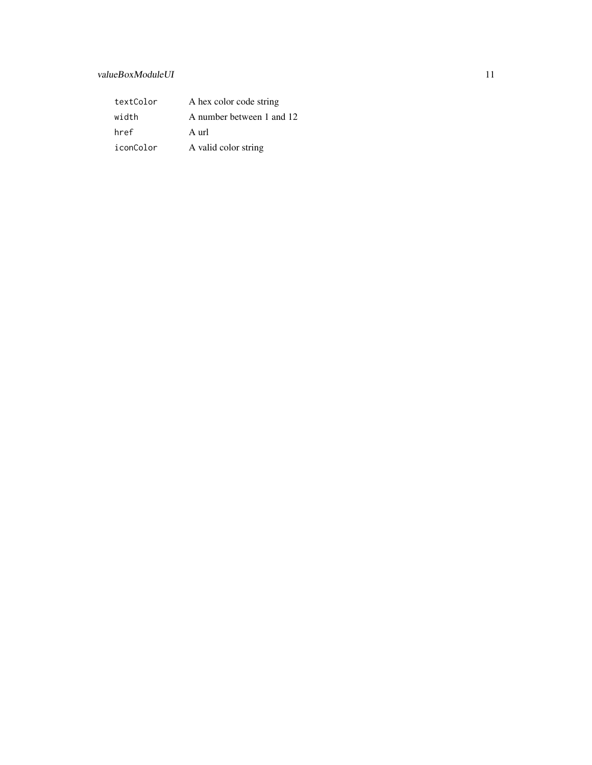| | |
|---|---|
| `textColor` | A hex color code string |
| `width` | A number between 1 and 12 |
| `href` | A url |
| `iconColor` | A valid color string |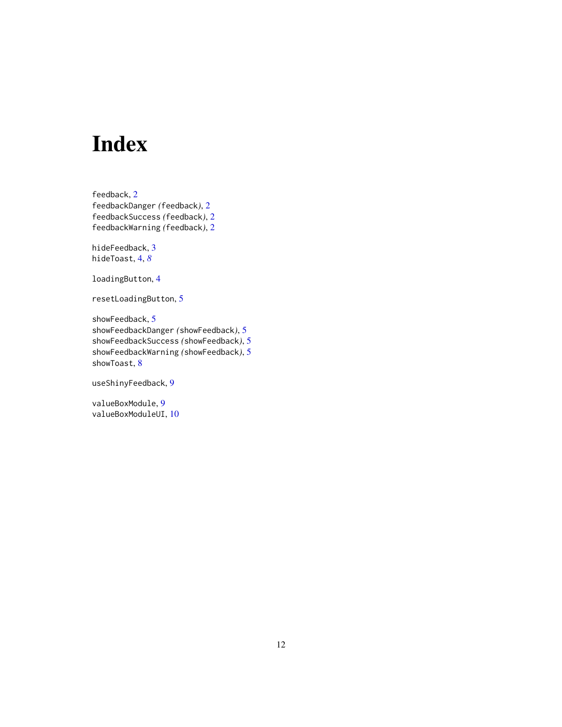# Index

feedback, 2
feedbackDanger (feedback), 2
feedbackSuccess (feedback), 2
feedbackWarning (feedback), 2

hideFeedback, 3
hideToast, 4, *8*

loadingButton, 4

resetLoadingButton, 5

showFeedback, 5
showFeedbackDanger (showFeedback), 5
showFeedbackSuccess (showFeedback), 5
showFeedbackWarning (showFeedback), 5
showToast, 8

useShinyFeedback, 9

valueBoxModule, 9
valueBoxModuleUI, 10